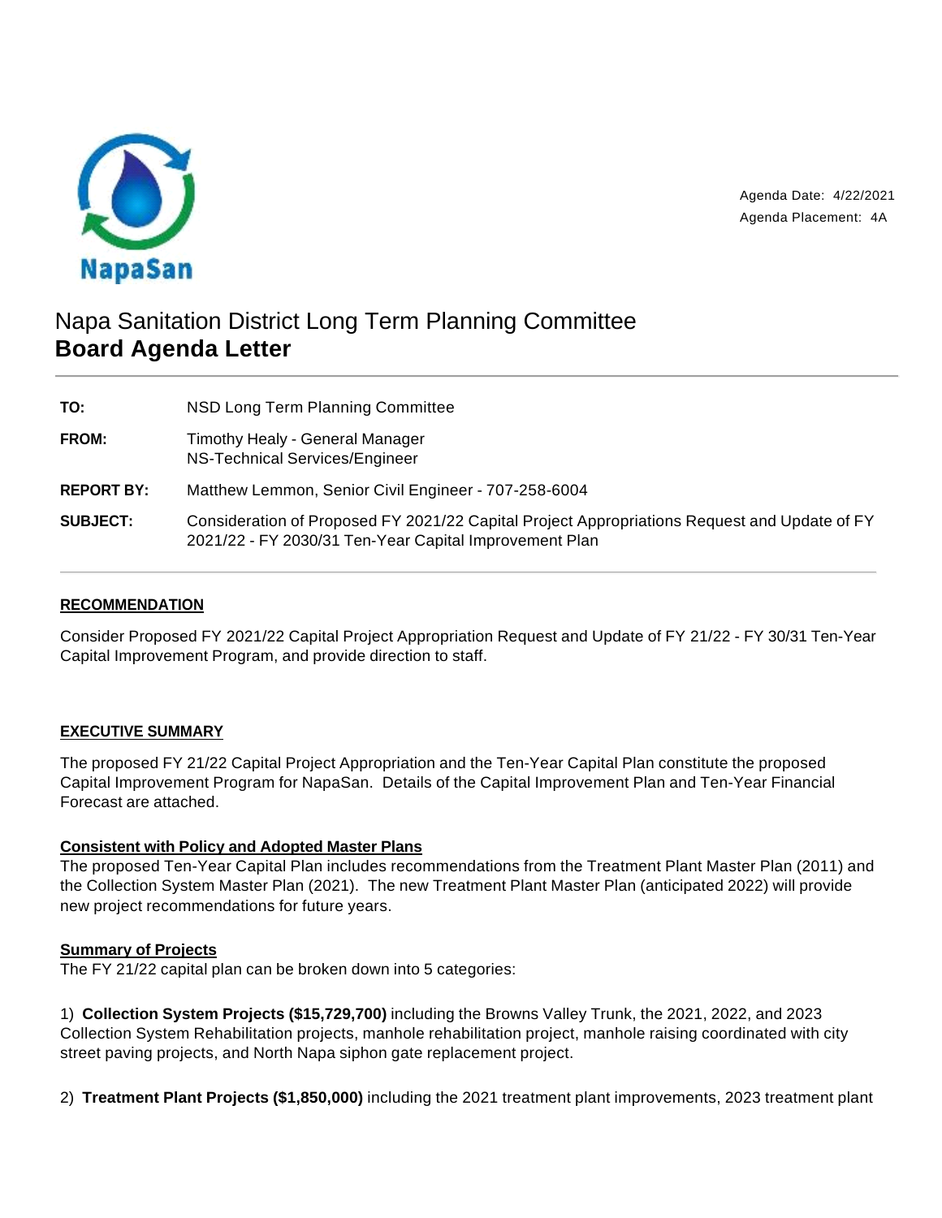NapaSan

Agenda Date: 4/22/2021
Agenda Placement: 4A

# Napa Sanitation District Long Term Planning Committee
## Board Agenda Letter

| | |
|---|---|
| **TO:** | NSD Long Term Planning Committee |
| **FROM:** | Timothy Healy - General Manager<br>NS-Technical Services/Engineer |
| **REPORT BY:** | Matthew Lemmon, Senior Civil Engineer - 707-258-6004 |
| **SUBJECT:** | Consideration of Proposed FY 2021/22 Capital Project Appropriations Request and Update of FY 2021/22 - FY 2030/31 Ten-Year Capital Improvement Plan |

### RECOMMENDATION

Consider Proposed FY 2021/22 Capital Project Appropriation Request and Update of FY 21/22 - FY 30/31 Ten-Year Capital Improvement Program, and provide direction to staff.

### EXECUTIVE SUMMARY

The proposed FY 21/22 Capital Project Appropriation and the Ten-Year Capital Plan constitute the proposed Capital Improvement Program for NapaSan. Details of the Capital Improvement Plan and Ten-Year Financial Forecast are attached.

#### Consistent with Policy and Adopted Master Plans

The proposed Ten-Year Capital Plan includes recommendations from the Treatment Plant Master Plan (2011) and the Collection System Master Plan (2021). The new Treatment Plant Master Plan (anticipated 2022) will provide new project recommendations for future years.

#### Summary of Projects

The FY 21/22 capital plan can be broken down into 5 categories:

1) **Collection System Projects ($15,729,700)** including the Browns Valley Trunk, the 2021, 2022, and 2023 Collection System Rehabilitation projects, manhole rehabilitation project, manhole raising coordinated with city street paving projects, and North Napa siphon gate replacement project.

2) **Treatment Plant Projects ($1,850,000)** including the 2021 treatment plant improvements, 2023 treatment plant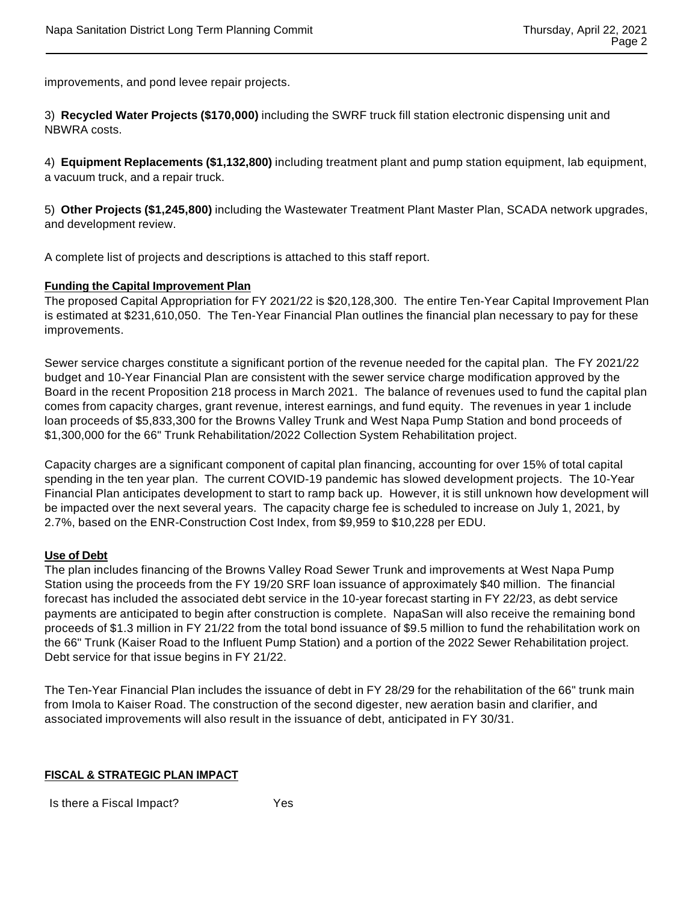improvements, and pond levee repair projects.

3) **Recycled Water Projects ($170,000)** including the SWRF truck fill station electronic dispensing unit and NBWRA costs.

4) **Equipment Replacements ($1,132,800)** including treatment plant and pump station equipment, lab equipment, a vacuum truck, and a repair truck.

5) **Other Projects ($1,245,800)** including the Wastewater Treatment Plant Master Plan, SCADA network upgrades, and development review.

A complete list of projects and descriptions is attached to this staff report.

**Funding the Capital Improvement Plan**

The proposed Capital Appropriation for FY 2021/22 is $20,128,300. The entire Ten-Year Capital Improvement Plan is estimated at $231,610,050. The Ten-Year Financial Plan outlines the financial plan necessary to pay for these improvements.

Sewer service charges constitute a significant portion of the revenue needed for the capital plan. The FY 2021/22 budget and 10-Year Financial Plan are consistent with the sewer service charge modification approved by the Board in the recent Proposition 218 process in March 2021. The balance of revenues used to fund the capital plan comes from capacity charges, grant revenue, interest earnings, and fund equity. The revenues in year 1 include loan proceeds of $5,833,300 for the Browns Valley Trunk and West Napa Pump Station and bond proceeds of $1,300,000 for the 66" Trunk Rehabilitation/2022 Collection System Rehabilitation project.

Capacity charges are a significant component of capital plan financing, accounting for over 15% of total capital spending in the ten year plan. The current COVID-19 pandemic has slowed development projects. The 10-Year Financial Plan anticipates development to start to ramp back up. However, it is still unknown how development will be impacted over the next several years. The capacity charge fee is scheduled to increase on July 1, 2021, by 2.7%, based on the ENR-Construction Cost Index, from $9,959 to $10,228 per EDU.

**Use of Debt**

The plan includes financing of the Browns Valley Road Sewer Trunk and improvements at West Napa Pump Station using the proceeds from the FY 19/20 SRF loan issuance of approximately $40 million. The financial forecast has included the associated debt service in the 10-year forecast starting in FY 22/23, as debt service payments are anticipated to begin after construction is complete. NapaSan will also receive the remaining bond proceeds of $1.3 million in FY 21/22 from the total bond issuance of $9.5 million to fund the rehabilitation work on the 66" Trunk (Kaiser Road to the Influent Pump Station) and a portion of the 2022 Sewer Rehabilitation project. Debt service for that issue begins in FY 21/22.

The Ten-Year Financial Plan includes the issuance of debt in FY 28/29 for the rehabilitation of the 66" trunk main from Imola to Kaiser Road. The construction of the second digester, new aeration basin and clarifier, and associated improvements will also result in the issuance of debt, anticipated in FY 30/31.

**FISCAL & STRATEGIC PLAN IMPACT**

Is there a Fiscal Impact? Yes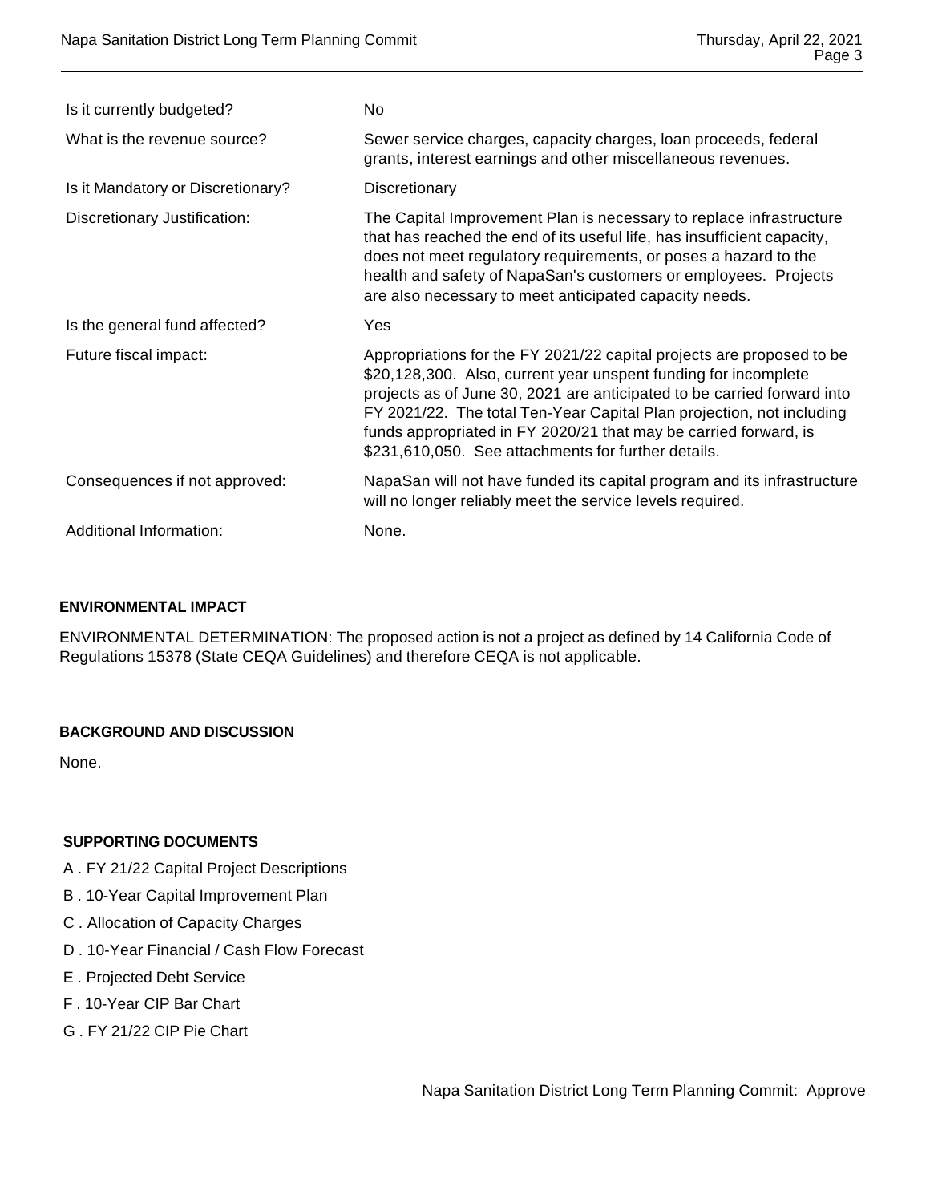| | |
|---|---|
| Is it currently budgeted? | No |
| What is the revenue source? | Sewer service charges, capacity charges, loan proceeds, federal grants, interest earnings and other miscellaneous revenues. |
| Is it Mandatory or Discretionary? | Discretionary |
| Discretionary Justification: | The Capital Improvement Plan is necessary to replace infrastructure that has reached the end of its useful life, has insufficient capacity, does not meet regulatory requirements, or poses a hazard to the health and safety of NapaSan's customers or employees. Projects are also necessary to meet anticipated capacity needs. |
| Is the general fund affected? | Yes |
| Future fiscal impact: | Appropriations for the FY 2021/22 capital projects are proposed to be $20,128,300. Also, current year unspent funding for incomplete projects as of June 30, 2021 are anticipated to be carried forward into FY 2021/22. The total Ten-Year Capital Plan projection, not including funds appropriated in FY 2020/21 that may be carried forward, is $231,610,050. See attachments for further details. |
| Consequences if not approved: | NapaSan will not have funded its capital program and its infrastructure will no longer reliably meet the service levels required. |
| Additional Information: | None. |

## ENVIRONMENTAL IMPACT

ENVIRONMENTAL DETERMINATION: The proposed action is not a project as defined by 14 California Code of Regulations 15378 (State CEQA Guidelines) and therefore CEQA is not applicable.

## BACKGROUND AND DISCUSSION

None.

## SUPPORTING DOCUMENTS

A . FY 21/22 Capital Project Descriptions

B . 10-Year Capital Improvement Plan

C . Allocation of Capacity Charges

D . 10-Year Financial / Cash Flow Forecast

E . Projected Debt Service

F . 10-Year CIP Bar Chart

G . FY 21/22 CIP Pie Chart

Napa Sanitation District Long Term Planning Commit: Approve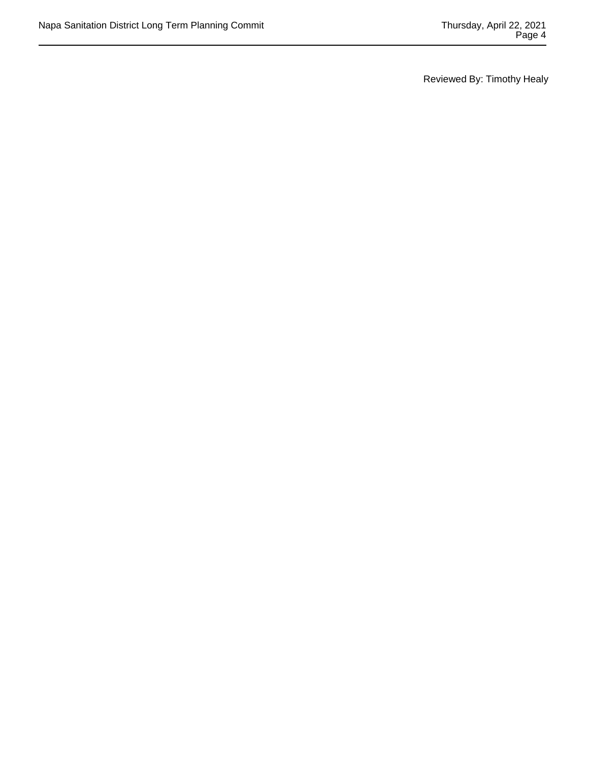Reviewed By: Timothy Healy